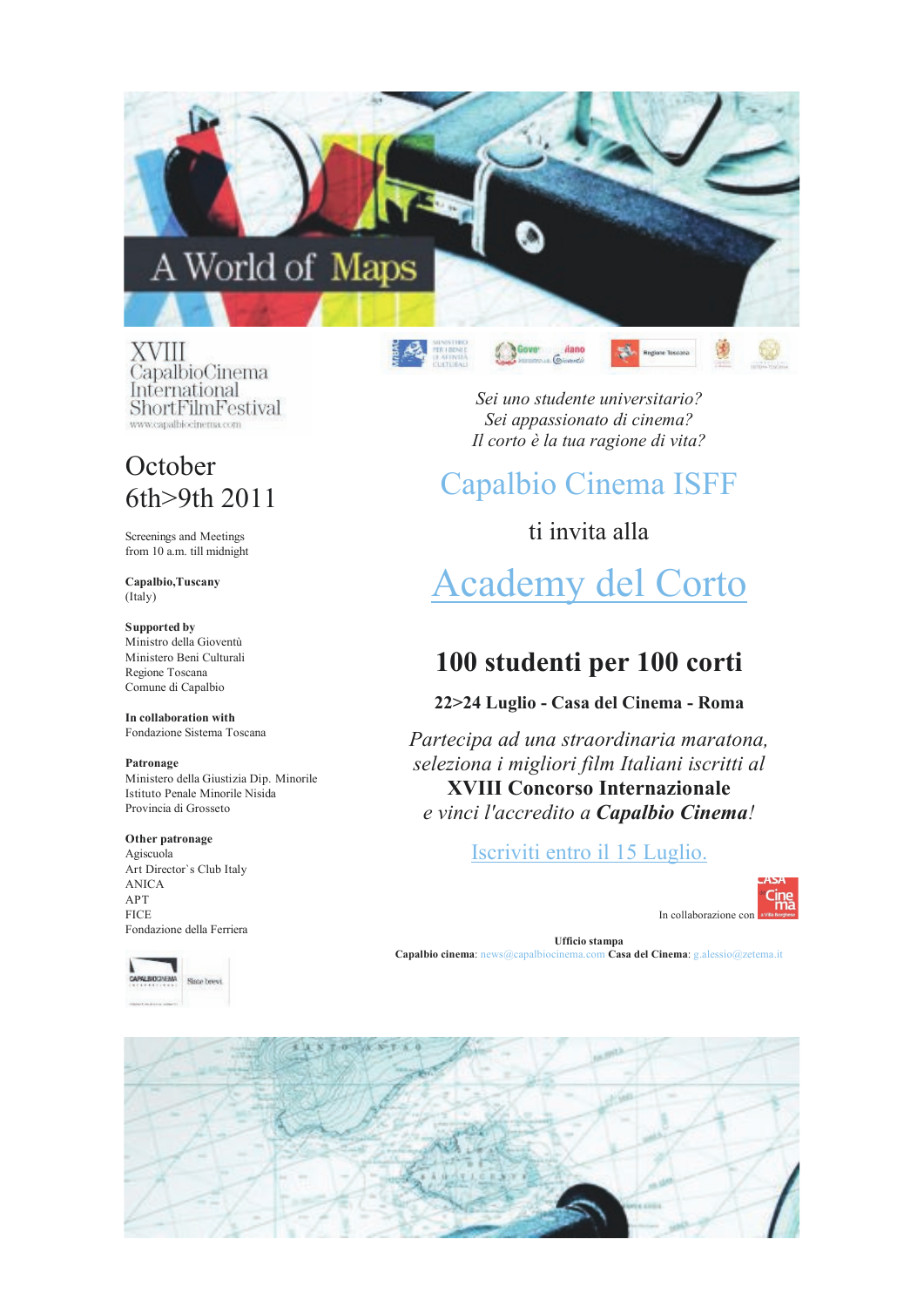A World of Maps

XVIII
CapalbioCinema
International
ShortFilmFestival
www.capalbiocinema.com

# October 6th>9th 2011

Screenings and Meetings
from 10 a.m. till midnight

**Capalbio,Tuscany**
(Italy)

**Supported by**
Ministro della Gioventù
Ministero Beni Culturali
Regione Toscana
Comune di Capalbio

**In collaboration with**
Fondazione Sistema Toscana

**Patronage**
Ministero della Giustizia Dip. Minorile
Istituto Penale Minorile Nisida
Provincia di Grosseto

**Other patronage**
Agiscuola
Art Director`s Club Italy
ANICA
APT
FICE
Fondazione della Ferriera

*Sei uno studente universitario?*
*Sei appassionato di cinema?*
*Il corto è la tua ragione di vita?*

## Capalbio Cinema ISFF

ti invita alla

# Academy del Corto

## 100 studenti per 100 corti

**22>24 Luglio - Casa del Cinema - Roma**

*Partecipa ad una straordinaria maratona,*
*seleziona i migliori film Italiani iscritti al*
**XVIII Concorso Internazionale**
*e vinci l'accredito a* ***Capalbio Cinema****!*

Iscriviti entro il 15 Luglio.

In collaborazione con Casa del Cinema

**Ufficio stampa**
**Capalbio cinema**: news@capalbiocinema.com **Casa del Cinema**: g.alessio@zetema.it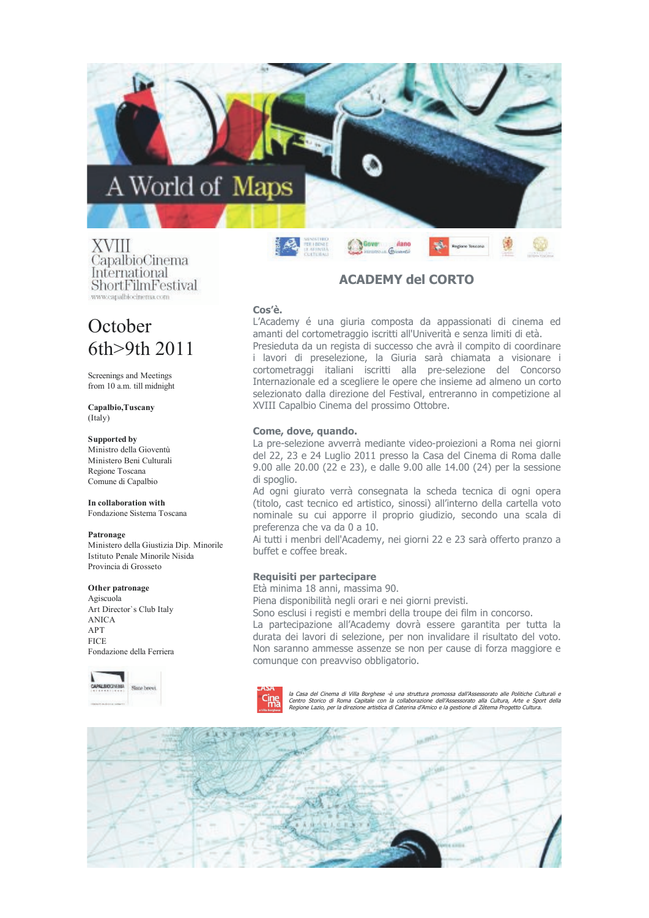A World of Maps

XVIII
CapalbioCinema
International
ShortFilmFestival
www.capalbiocinema.com

# October 6th>9th 2011

Screenings and Meetings
from 10 a.m. till midnight

**Capalbio,Tuscany**
(Italy)

**Supported by**
Ministro della Gioventù
Ministero Beni Culturali
Regione Toscana
Comune di Capalbio

**In collaboration with**
Fondazione Sistema Toscana

**Patronage**
Ministero della Giustizia Dip. Minorile
Istituto Penale Minorile Nisida
Provincia di Grosseto

**Other patronage**
Agiscuola
Art Director`s Club Italy
ANICA
APT
FICE
Fondazione della Ferriera

## ACADEMY del CORTO

**Cos'è.**
L'Academy é una giuria composta da appassionati di cinema ed amanti del cortometraggio iscritti all'Univerità e senza limiti di età. Presieduta da un regista di successo che avrà il compito di coordinare i lavori di preselezione, la Giuria sarà chiamata a visionare i cortometraggi italiani iscritti alla pre-selezione del Concorso Internazionale ed a scegliere le opere che insieme ad almeno un corto selezionato dalla direzione del Festival, entreranno in competizione al XVIII Capalbio Cinema del prossimo Ottobre.

**Come, dove, quando.**
La pre-selezione avverrà mediante video-proiezioni a Roma nei giorni del 22, 23 e 24 Luglio 2011 presso la Casa del Cinema di Roma dalle 9.00 alle 20.00 (22 e 23), e dalle 9.00 alle 14.00 (24) per la sessione di spoglio.
Ad ogni giurato verrà consegnata la scheda tecnica di ogni opera (titolo, cast tecnico ed artistico, sinossi) all'interno della cartella voto nominale su cui apporre il proprio giudizio, secondo una scala di preferenza che va da 0 a 10.
Ai tutti i menbri dell'Academy, nei giorni 22 e 23 sarà offerto pranzo a buffet e coffee break.

**Requisiti per partecipare**
Età minima 18 anni, massima 90.
Piena disponibilità negli orari e nei giorni previsti.
Sono esclusi i registi e membri della troupe dei film in concorso.
La partecipazione all'Academy dovrà essere garantita per tutta la durata dei lavori di selezione, per non invalidare il risultato del voto. Non saranno ammesse assenze se non per cause di forza maggiore e comunque con preavviso obbligatorio.

*la Casa del Cinema di Villa Borghese -è una struttura promossa dall'Assessorato alle Politiche Culturali e Centro Storico di Roma Capitale con la collaborazione dell'Assessorato alla Cultura, Arte e Sport della Regione Lazio, per la direzione artistica di Caterina d'Amico e la gestione di Zètema Progetto Cultura.*